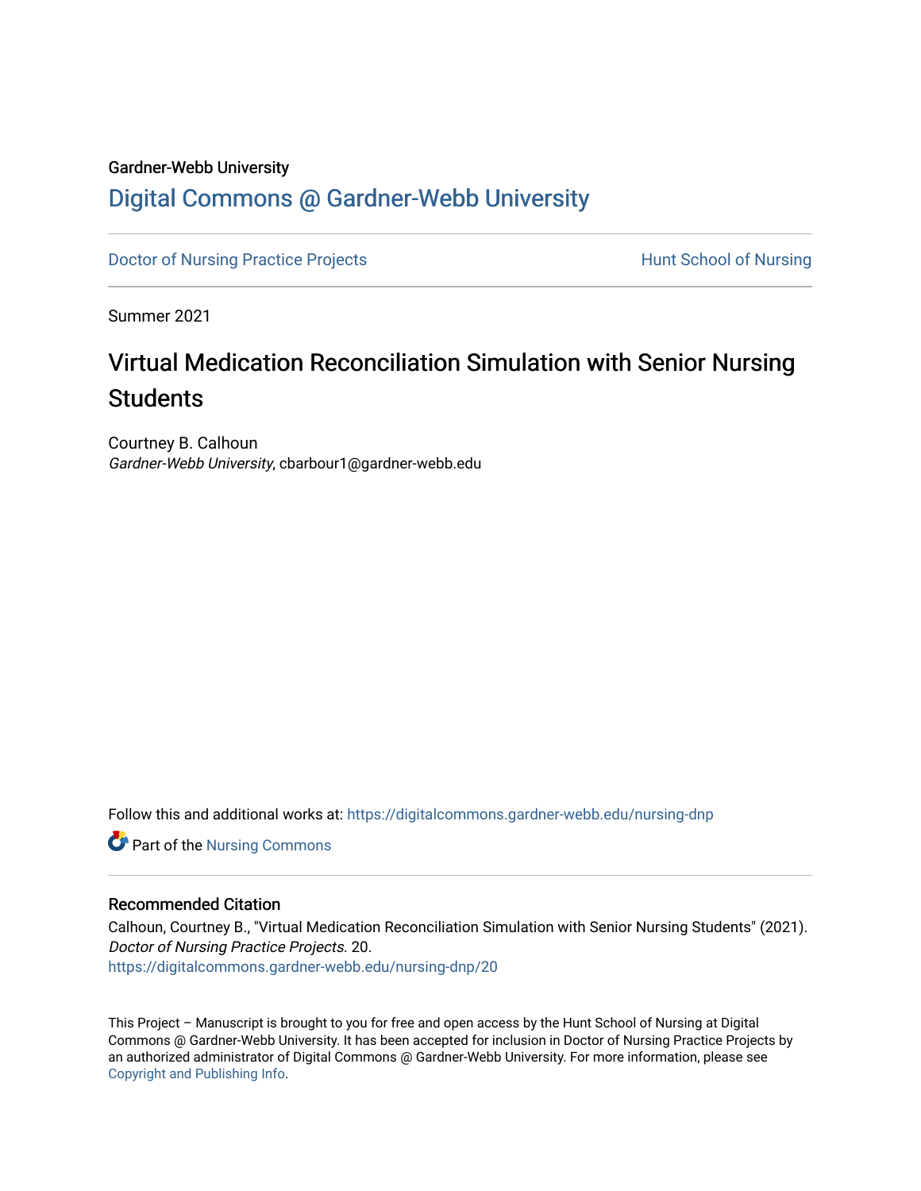Gardner-Webb University

# Digital Commons @ Gardner-Webb University

Doctor of Nursing Practice Projects | Hunt School of Nursing

Summer 2021

## Virtual Medication Reconciliation Simulation with Senior Nursing Students

Courtney B. Calhoun
*Gardner-Webb University*, cbarbour1@gardner-webb.edu

Follow this and additional works at: https://digitalcommons.gardner-webb.edu/nursing-dnp

Part of the Nursing Commons

### Recommended Citation

Calhoun, Courtney B., "Virtual Medication Reconciliation Simulation with Senior Nursing Students" (2021). *Doctor of Nursing Practice Projects*. 20.
https://digitalcommons.gardner-webb.edu/nursing-dnp/20

This Project – Manuscript is brought to you for free and open access by the Hunt School of Nursing at Digital Commons @ Gardner-Webb University. It has been accepted for inclusion in Doctor of Nursing Practice Projects by an authorized administrator of Digital Commons @ Gardner-Webb University. For more information, please see Copyright and Publishing Info.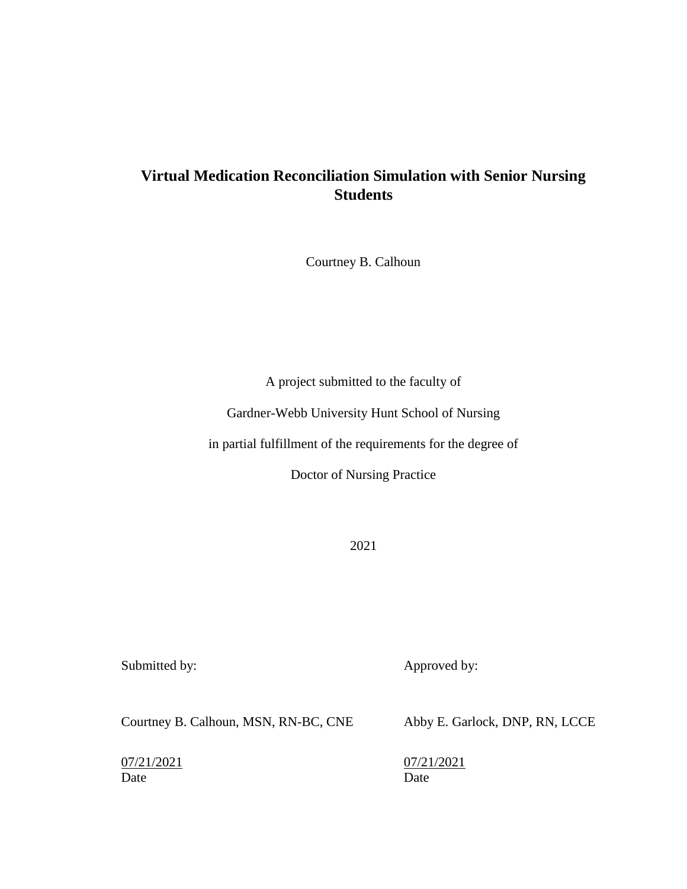# Virtual Medication Reconciliation Simulation with Senior Nursing Students

Courtney B. Calhoun

A project submitted to the faculty of

Gardner-Webb University Hunt School of Nursing

in partial fulfillment of the requirements for the degree of

Doctor of Nursing Practice

2021

| Submitted by: | Approved by: |
|---|---|
| Courtney B. Calhoun, MSN, RN-BC, CNE | Abby E. Garlock, DNP, RN, LCCE |
| 07/21/2021 | 07/21/2021 |
| Date | Date |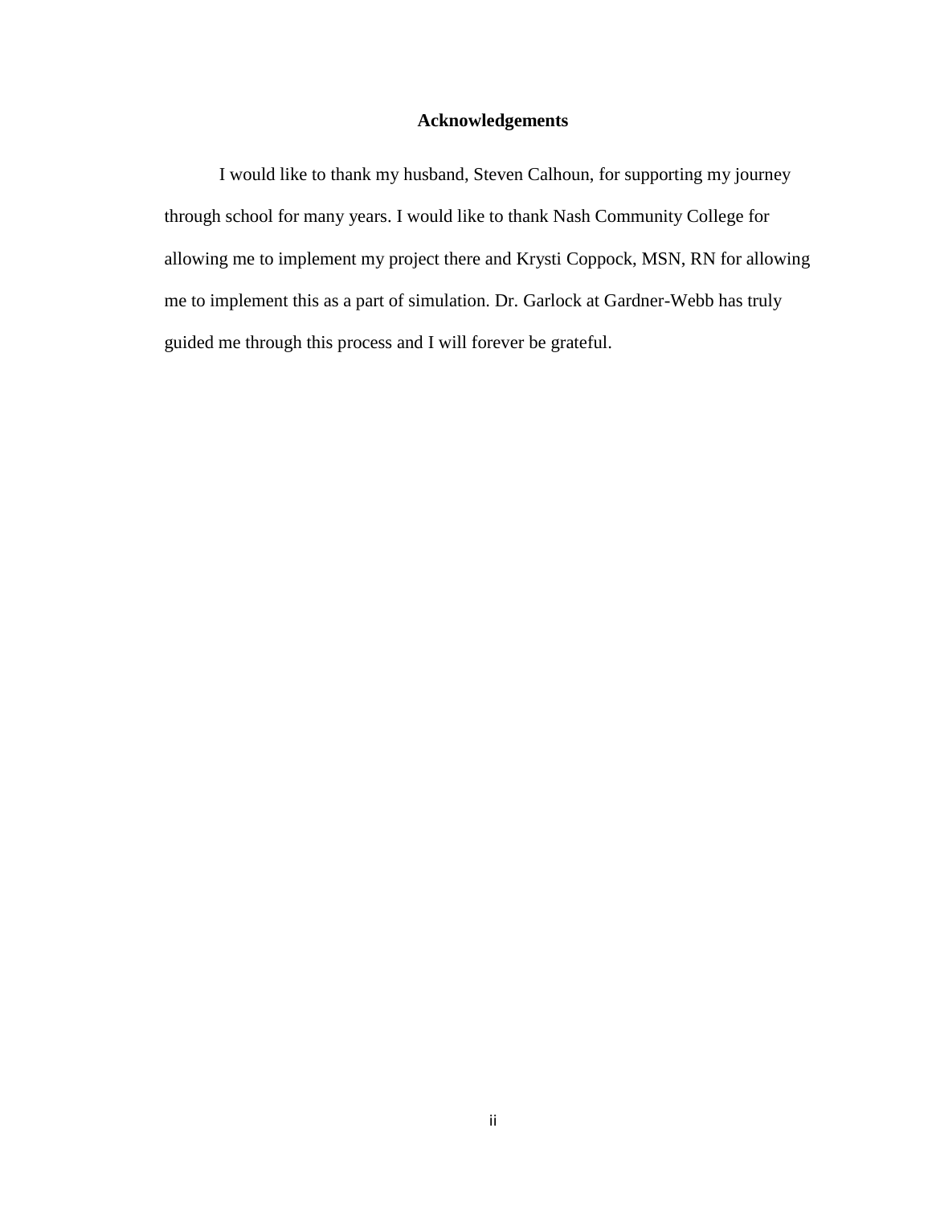## Acknowledgements

I would like to thank my husband, Steven Calhoun, for supporting my journey through school for many years. I would like to thank Nash Community College for allowing me to implement my project there and Krysti Coppock, MSN, RN for allowing me to implement this as a part of simulation. Dr. Garlock at Gardner-Webb has truly guided me through this process and I will forever be grateful.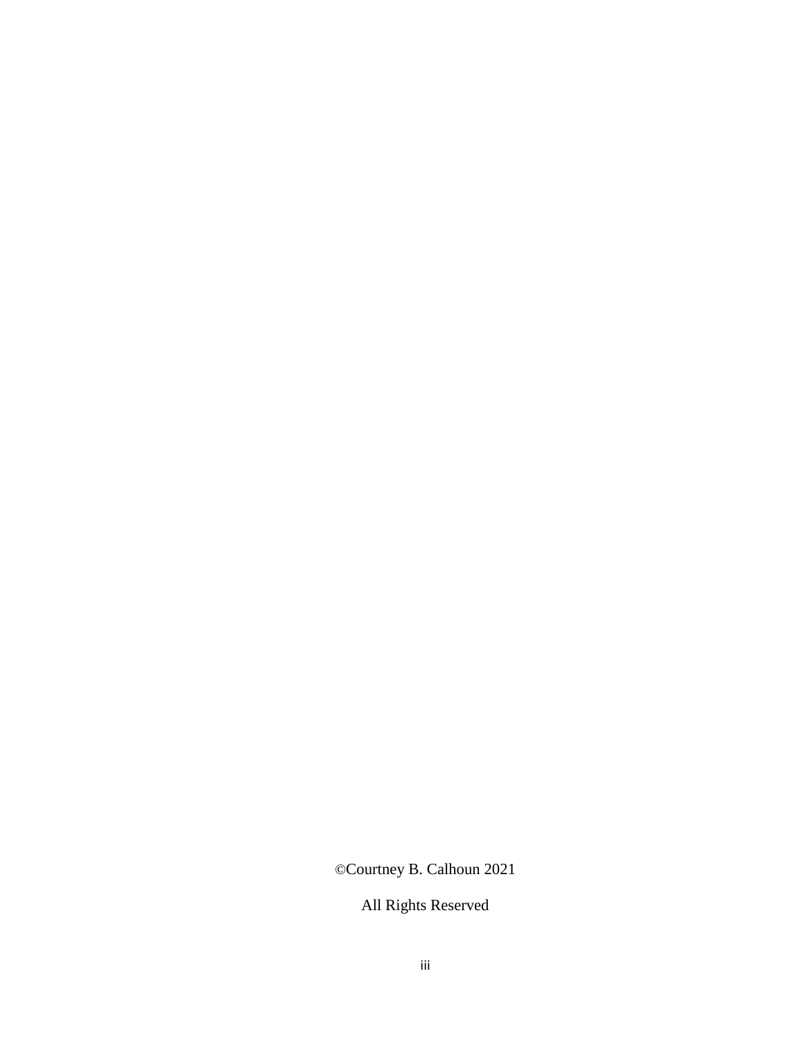©Courtney B. Calhoun 2021

All Rights Reserved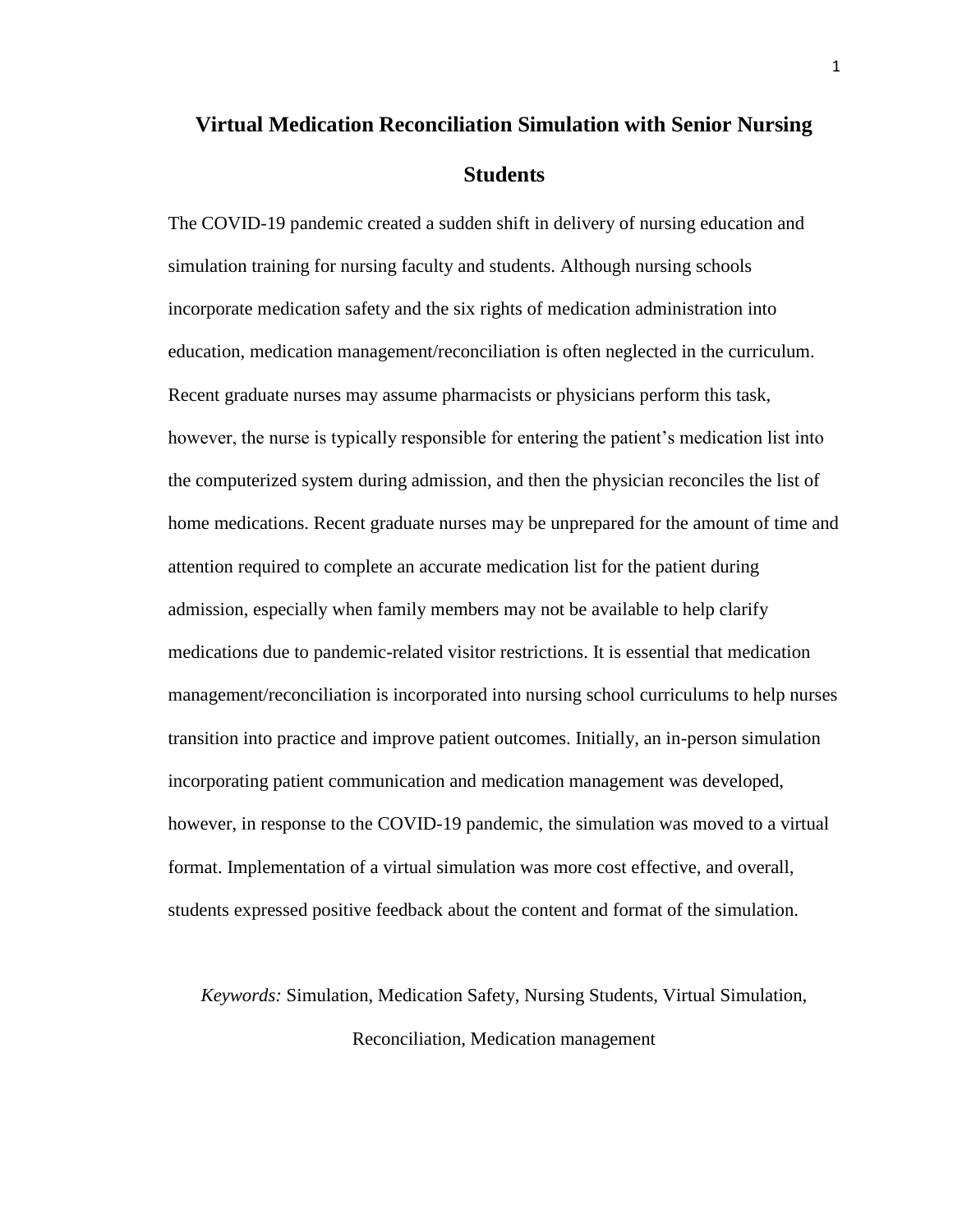# Virtual Medication Reconciliation Simulation with Senior Nursing Students

The COVID-19 pandemic created a sudden shift in delivery of nursing education and simulation training for nursing faculty and students. Although nursing schools incorporate medication safety and the six rights of medication administration into education, medication management/reconciliation is often neglected in the curriculum. Recent graduate nurses may assume pharmacists or physicians perform this task, however, the nurse is typically responsible for entering the patient's medication list into the computerized system during admission, and then the physician reconciles the list of home medications. Recent graduate nurses may be unprepared for the amount of time and attention required to complete an accurate medication list for the patient during admission, especially when family members may not be available to help clarify medications due to pandemic-related visitor restrictions. It is essential that medication management/reconciliation is incorporated into nursing school curriculums to help nurses transition into practice and improve patient outcomes. Initially, an in-person simulation incorporating patient communication and medication management was developed, however, in response to the COVID-19 pandemic, the simulation was moved to a virtual format. Implementation of a virtual simulation was more cost effective, and overall, students expressed positive feedback about the content and format of the simulation.

*Keywords:* Simulation, Medication Safety, Nursing Students, Virtual Simulation, Reconciliation, Medication management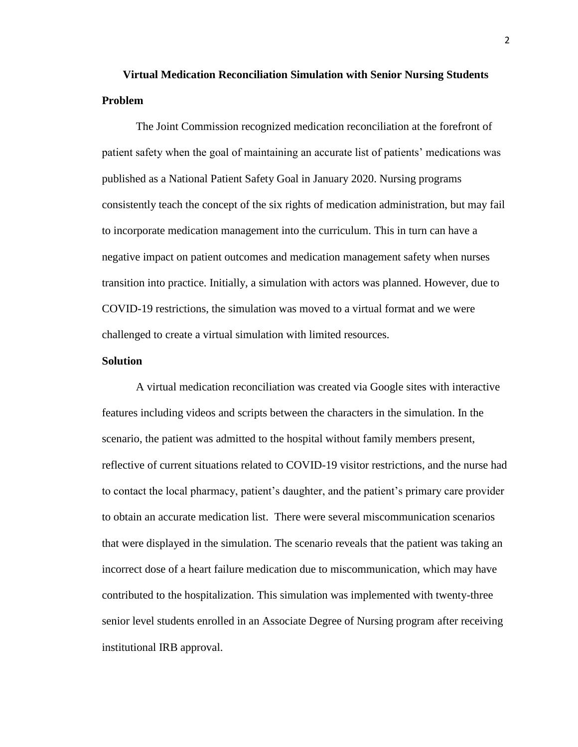# Virtual Medication Reconciliation Simulation with Senior Nursing Students

## Problem

The Joint Commission recognized medication reconciliation at the forefront of patient safety when the goal of maintaining an accurate list of patients' medications was published as a National Patient Safety Goal in January 2020. Nursing programs consistently teach the concept of the six rights of medication administration, but may fail to incorporate medication management into the curriculum. This in turn can have a negative impact on patient outcomes and medication management safety when nurses transition into practice. Initially, a simulation with actors was planned. However, due to COVID-19 restrictions, the simulation was moved to a virtual format and we were challenged to create a virtual simulation with limited resources.

## Solution

A virtual medication reconciliation was created via Google sites with interactive features including videos and scripts between the characters in the simulation. In the scenario, the patient was admitted to the hospital without family members present, reflective of current situations related to COVID-19 visitor restrictions, and the nurse had to contact the local pharmacy, patient's daughter, and the patient's primary care provider to obtain an accurate medication list. There were several miscommunication scenarios that were displayed in the simulation. The scenario reveals that the patient was taking an incorrect dose of a heart failure medication due to miscommunication, which may have contributed to the hospitalization. This simulation was implemented with twenty-three senior level students enrolled in an Associate Degree of Nursing program after receiving institutional IRB approval.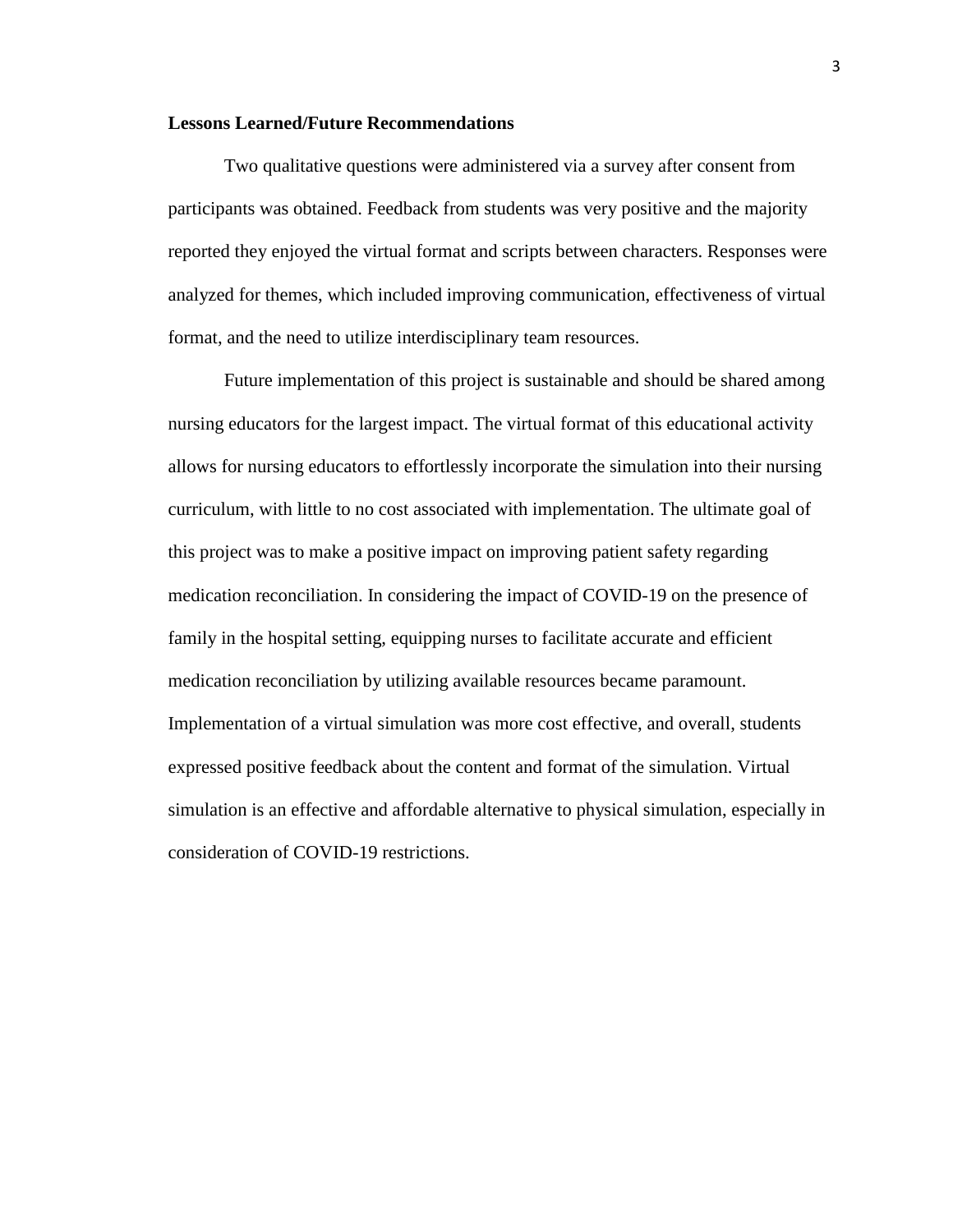**Lessons Learned/Future Recommendations**

Two qualitative questions were administered via a survey after consent from participants was obtained. Feedback from students was very positive and the majority reported they enjoyed the virtual format and scripts between characters. Responses were analyzed for themes, which included improving communication, effectiveness of virtual format, and the need to utilize interdisciplinary team resources.

Future implementation of this project is sustainable and should be shared among nursing educators for the largest impact. The virtual format of this educational activity allows for nursing educators to effortlessly incorporate the simulation into their nursing curriculum, with little to no cost associated with implementation. The ultimate goal of this project was to make a positive impact on improving patient safety regarding medication reconciliation. In considering the impact of COVID-19 on the presence of family in the hospital setting, equipping nurses to facilitate accurate and efficient medication reconciliation by utilizing available resources became paramount. Implementation of a virtual simulation was more cost effective, and overall, students expressed positive feedback about the content and format of the simulation. Virtual simulation is an effective and affordable alternative to physical simulation, especially in consideration of COVID-19 restrictions.